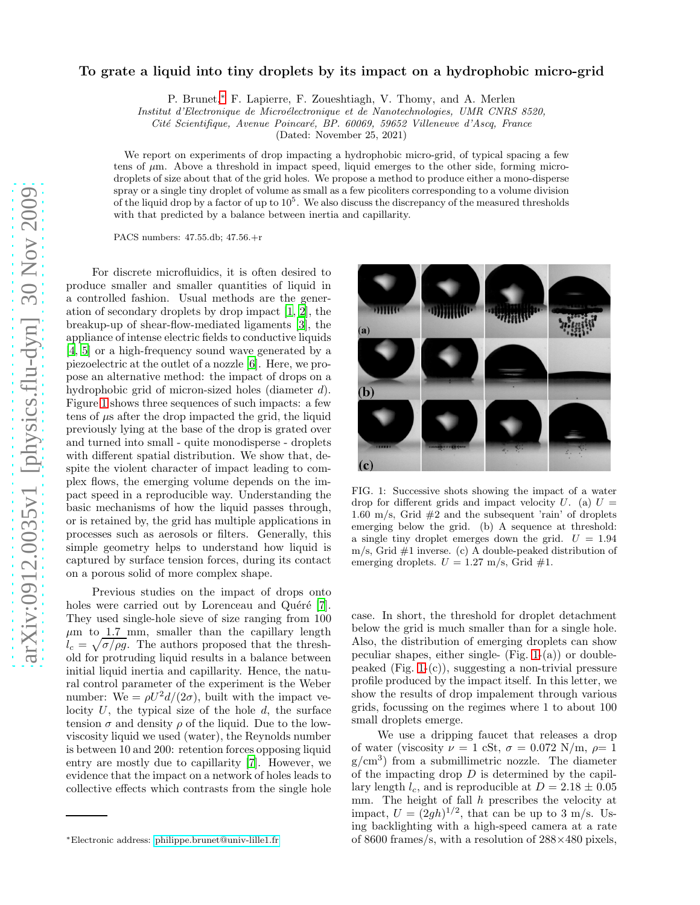# To grate a liquid into tiny droplets by its impact on a hydrophobic micro-grid

P. Brunet,[*] F. Lapierre, F. Zoueshtiagh, V. Thomy, and A. Merlen

*Institut d'Electronique de Microélectronique et de Nanotechnologies, UMR CNRS 8520, Cité Scientifique, Avenue Poincaré, BP. 60069, 59652 Villeneuve d'Ascq, France*

(Dated: November 25, 2021)

We report on experiments of drop impacting a hydrophobic micro-grid, of typical spacing a few tens of $\mu$m. Above a threshold in impact speed, liquid emerges to the other side, forming micro-droplets of size about that of the grid holes. We propose a method to produce either a mono-disperse spray or a single tiny droplet of volume as small as a few picoliters corresponding to a volume division of the liquid drop by a factor of up to $10^5$. We also discuss the discrepancy of the measured thresholds with that predicted by a balance between inertia and capillarity.

PACS numbers: 47.55.db; 47.56.+r

For discrete microfluidics, it is often desired to produce smaller and smaller quantities of liquid in a controlled fashion. Usual methods are the generation of secondary droplets by drop impact [1, 2], the breakup-up of shear-flow-mediated ligaments [3], the appliance of intense electric fields to conductive liquids [4, 5] or a high-frequency sound wave generated by a piezoelectric at the outlet of a nozzle [6]. Here, we propose an alternative method: the impact of drops on a hydrophobic grid of micron-sized holes (diameter $d$). Figure 1 shows three sequences of such impacts: a few tens of $\mu$s after the drop impacted the grid, the liquid previously lying at the base of the drop is grated over and turned into small - quite monodisperse - droplets with different spatial distribution. We show that, despite the violent character of impact leading to complex flows, the emerging volume depends on the impact speed in a reproducible way. Understanding the basic mechanisms of how the liquid passes through, or is retained by, the grid has multiple applications in processes such as aerosols or filters. Generally, this simple geometry helps to understand how liquid is captured by surface tension forces, during its contact on a porous solid of more complex shape.

Previous studies on the impact of drops onto holes were carried out by Lorenceau and Quéré [7]. They used single-hole sieve of size ranging from 100 $\mu$m to 1.7 mm, smaller than the capillary length $l_c = \sqrt{\sigma/\rho g}$. The authors proposed that the threshold for protruding liquid results in a balance between initial liquid inertia and capillarity. Hence, the natural control parameter of the experiment is the Weber number: We $= \rho U^2 d/(2\sigma)$, built with the impact velocity $U$, the typical size of the hole $d$, the surface tension $\sigma$ and density $\rho$ of the liquid. Due to the low-viscosity liquid we used (water), the Reynolds number is between 10 and 200: retention forces opposing liquid entry are mostly due to capillarity [7]. However, we evidence that the impact on a network of holes leads to collective effects which contrasts from the single hole case. In short, the threshold for droplet detachment below the grid is much smaller than for a single hole. Also, the distribution of emerging droplets can show peculiar shapes, either single- (Fig. 1-(a)) or double-peaked (Fig. 1-(c)), suggesting a non-trivial pressure profile produced by the impact itself. In this letter, we show the results of drop impalement through various grids, focussing on the regimes where 1 to about 100 small droplets emerge.

FIG. 1: Successive shots showing the impact of a water drop for different grids and impact velocity $U$. (a) $U$ = 1.60 m/s, Grid #2 and the subsequent 'rain' of droplets emerging below the grid. (b) A sequence at threshold: a single tiny droplet emerges down the grid. $U$ = 1.94 m/s, Grid #1 inverse. (c) A double-peaked distribution of emerging droplets. $U$ = 1.27 m/s, Grid #1.

We use a dripping faucet that releases a drop of water (viscosity $\nu$ = 1 cSt, $\sigma$ = 0.072 N/m, $\rho$= 1 g/cm$^3$) from a submillimetric nozzle. The diameter of the impacting drop $D$ is determined by the capillary length $l_c$, and is reproducible at $D = 2.18 \pm 0.05$ mm. The height of fall $h$ prescribes the velocity at impact, $U = (2gh)^{1/2}$, that can be up to 3 m/s. Using backlighting with a high-speed camera at a rate of 8600 frames/s, with a resolution of 288×480 pixels,

[*] Electronic address: philippe.brunet@univ-lille1.fr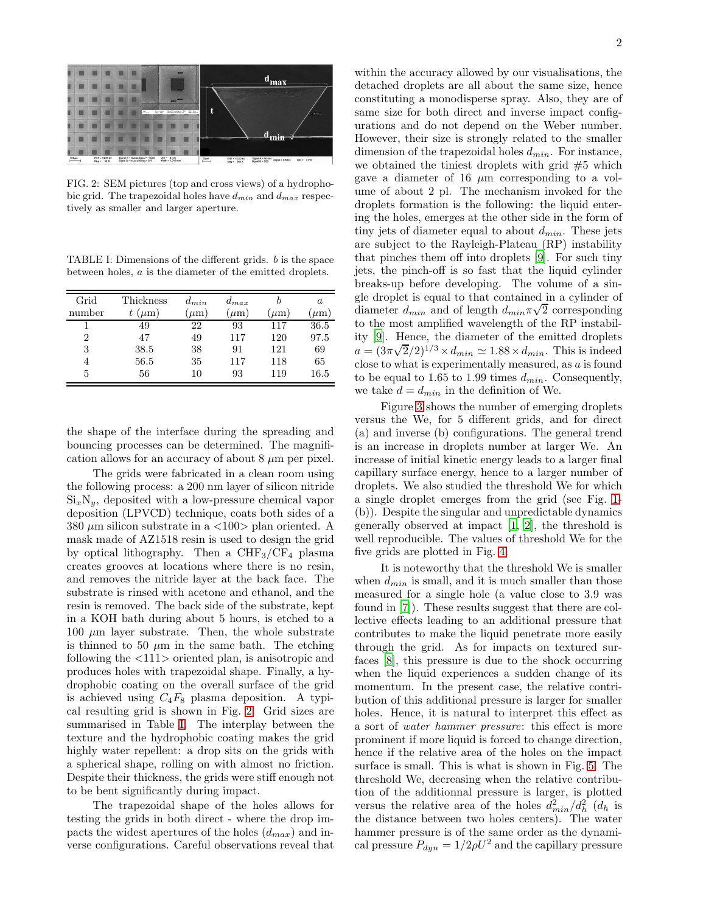FIG. 2: SEM pictures (top and cross views) of a hydrophobic grid. The trapezoidal holes have $d_{min}$ and $d_{max}$ respectively as smaller and larger aperture.

TABLE I: Dimensions of the different grids. $b$ is the space between holes, $a$ is the diameter of the emitted droplets.

| Grid number | Thickness $t$ ($\mu$m) | $d_{min}$ ($\mu$m) | $d_{max}$ ($\mu$m) | $b$ ($\mu$m) | $a$ ($\mu$m) |
|---|---|---|---|---|---|
| 1 | 49 | 22 | 93 | 117 | 36.5 |
| 2 | 47 | 49 | 117 | 120 | 97.5 |
| 3 | 38.5 | 38 | 91 | 121 | 69 |
| 4 | 56.5 | 35 | 117 | 118 | 65 |
| 5 | 56 | 10 | 93 | 119 | 16.5 |

the shape of the interface during the spreading and bouncing processes can be determined. The magnification allows for an accuracy of about 8 $\mu$m per pixel.

The grids were fabricated in a clean room using the following process: a 200 nm layer of silicon nitride $Si_xN_y$, deposited with a low-pressure chemical vapor deposition (LPVCD) technique, coats both sides of a 380 $\mu$m silicon substrate in a <100> plan oriented. A mask made of AZ1518 resin is used to design the grid by optical lithography. Then a $CHF_3/CF_4$ plasma creates grooves at locations where there is no resin, and removes the nitride layer at the back face. The substrate is rinsed with acetone and ethanol, and the resin is removed. The back side of the substrate, kept in a KOH bath during about 5 hours, is etched to a 100 $\mu$m layer substrate. Then, the whole substrate is thinned to 50 $\mu$m in the same bath. The etching following the <111> oriented plan, is anisotropic and produces holes with trapezoidal shape. Finally, a hydrophobic coating on the overall surface of the grid is achieved using $C_4F_8$ plasma deposition. A typical resulting grid is shown in Fig. 2. Grid sizes are summarised in Table I. The interplay between the texture and the hydrophobic coating makes the grid highly water repellent: a drop sits on the grids with a spherical shape, rolling on with almost no friction. Despite their thickness, the grids were stiff enough not to be bent significantly during impact.

The trapezoidal shape of the holes allows for testing the grids in both direct - where the drop impacts the widest apertures of the holes ($d_{max}$) and inverse configurations. Careful observations reveal that within the accuracy allowed by our visualisations, the detached droplets are all about the same size, hence constituting a monodisperse spray. Also, they are of same size for both direct and inverse impact configurations and do not depend on the Weber number. However, their size is strongly related to the smaller dimension of the trapezoidal holes $d_{min}$. For instance, we obtained the tiniest droplets with grid #5 which gave a diameter of 16 $\mu$m corresponding to a volume of about 2 pl. The mechanism invoked for the droplets formation is the following: the liquid entering the holes, emerges at the other side in the form of tiny jets of diameter equal to about $d_{min}$. These jets are subject to the Rayleigh-Plateau (RP) instability that pinches them off into droplets [9]. For such tiny jets, the pinch-off is so fast that the liquid cylinder breaks-up before developing. The volume of a single droplet is equal to that contained in a cylinder of diameter $d_{min}$ and of length $d_{min}\pi\sqrt{2}$ corresponding to the most amplified wavelength of the RP instability [9]. Hence, the diameter of the emitted droplets $a = (3\pi\sqrt{2}/2)^{1/3} \times d_{min} \simeq 1.88 \times d_{min}$. This is indeed close to what is experimentally measured, as $a$ is found to be equal to 1.65 to 1.99 times $d_{min}$. Consequently, we take $d = d_{min}$ in the definition of We.

Figure 3 shows the number of emerging droplets versus the We, for 5 different grids, and for direct (a) and inverse (b) configurations. The general trend is an increase in droplets number at larger We. An increase of initial kinetic energy leads to a larger final capillary surface energy, hence to a larger number of droplets. We also studied the threshold We for which a single droplet emerges from the grid (see Fig. 1-(b)). Despite the singular and unpredictable dynamics generally observed at impact [1, 2], the threshold is well reproducible. The values of threshold We for the five grids are plotted in Fig. 4.

It is noteworthy that the threshold We is smaller when $d_{min}$ is small, and it is much smaller than those measured for a single hole (a value close to 3.9 was found in [7]). These results suggest that there are collective effects leading to an additional pressure that contributes to make the liquid penetrate more easily through the grid. As for impacts on textured surfaces [8], this pressure is due to the shock occurring when the liquid experiences a sudden change of its momentum. In the present case, the relative contribution of this additional pressure is larger for smaller holes. Hence, it is natural to interpret this effect as a sort of *water hammer pressure*: this effect is more prominent if more liquid is forced to change direction, hence if the relative area of the holes on the impact surface is small. This is what is shown in Fig. 5. The threshold We, decreasing when the relative contribution of the additionnal pressure is larger, is plotted versus the relative area of the holes $d_{min}^2/d_h^2$ ($d_h$ is the distance between two holes centers). The water hammer pressure is of the same order as the dynamical pressure $P_{dyn} = 1/2\rho U^2$ and the capillary pressure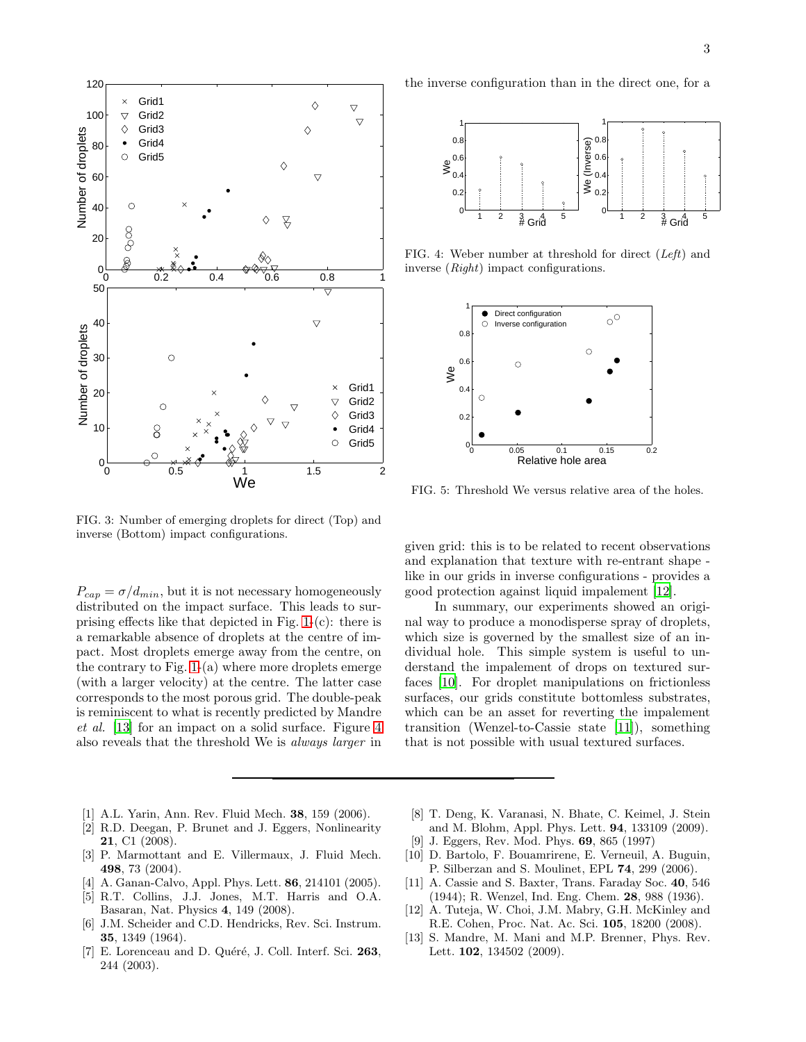Top panel:
Number of droplets
120
100
80
60
40
20
0
0
0.2
0.4
0.6
0.8
1
Grid1
Grid2
Grid3
Grid4
Grid5

Bottom panel:
Number of droplets
50
40
30
20
10
0
0
0.5
1
1.5
2
We
Grid1
Grid2
Grid3
Grid4
Grid5

FIG. 3: Number of emerging droplets for direct (Top) and inverse (Bottom) impact configurations.

$P_{cap} = \sigma/d_{min}$, but it is not necessary homogeneously distributed on the impact surface. This leads to surprising effects like that depicted in Fig. 1-(c): there is a remarkable absence of droplets at the centre of impact. Most droplets emerge away from the centre, on the contrary to Fig. 1-(a) where more droplets emerge (with a larger velocity) at the centre. The latter case corresponds to the most porous grid. The double-peak is reminiscent to what is recently predicted by Mandre *et al.* [13] for an impact on a solid surface. Figure 4 also reveals that the threshold We is *always larger* in the inverse configuration than in the direct one, for a

Left panel:
We
1
0.8
0.6
0.4
0.2
0
1
2
3
4
5
# Grid

Right panel:
We (Inverse)
1
0.8
0.6
0.4
0.2
0
1
2
3
4
5
# Grid

FIG. 4: Weber number at threshold for direct (*Left*) and inverse (*Right*) impact configurations.

We
1
0.8
0.6
0.4
0.2
0
0
0.05
0.1
0.15
0.2
Relative hole area
Direct configuration
Inverse configuration

FIG. 5: Threshold We versus relative area of the holes.

given grid: this is to be related to recent observations and explanation that texture with re-entrant shape - like in our grids in inverse configurations - provides a good protection against liquid impalement [12].

In summary, our experiments showed an original way to produce a monodisperse spray of droplets, which size is governed by the smallest size of an individual hole. This simple system is useful to understand the impalement of drops on textured surfaces [10]. For droplet manipulations on frictionless surfaces, our grids constitute bottomless substrates, which can be an asset for reverting the impalement transition (Wenzel-to-Cassie state [11]), something that is not possible with usual textured surfaces.

---

[1] A.L. Yarin, Ann. Rev. Fluid Mech. **38**, 159 (2006).

[2] R.D. Deegan, P. Brunet and J. Eggers, Nonlinearity **21**, C1 (2008).

[3] P. Marmottant and E. Villermaux, J. Fluid Mech. **498**, 73 (2004).

[4] A. Ganan-Calvo, Appl. Phys. Lett. **86**, 214101 (2005).

[5] R.T. Collins, J.J. Jones, M.T. Harris and O.A. Basaran, Nat. Physics **4**, 149 (2008).

[6] J.M. Scheider and C.D. Hendricks, Rev. Sci. Instrum. **35**, 1349 (1964).

[7] E. Lorenceau and D. Quéré, J. Coll. Interf. Sci. **263**, 244 (2003).

[8] T. Deng, K. Varanasi, N. Bhate, C. Keimel, J. Stein and M. Blohm, Appl. Phys. Lett. **94**, 133109 (2009).

[9] J. Eggers, Rev. Mod. Phys. **69**, 865 (1997)

[10] D. Bartolo, F. Bouamrirene, E. Verneuil, A. Buguin, P. Silberzan and S. Moulinet, EPL **74**, 299 (2006).

[11] A. Cassie and S. Baxter, Trans. Faraday Soc. **40**, 546 (1944); R. Wenzel, Ind. Eng. Chem. **28**, 988 (1936).

[12] A. Tuteja, W. Choi, J.M. Mabry, G.H. McKinley and R.E. Cohen, Proc. Nat. Ac. Sci. **105**, 18200 (2008).

[13] S. Mandre, M. Mani and M.P. Brenner, Phys. Rev. Lett. **102**, 134502 (2009).